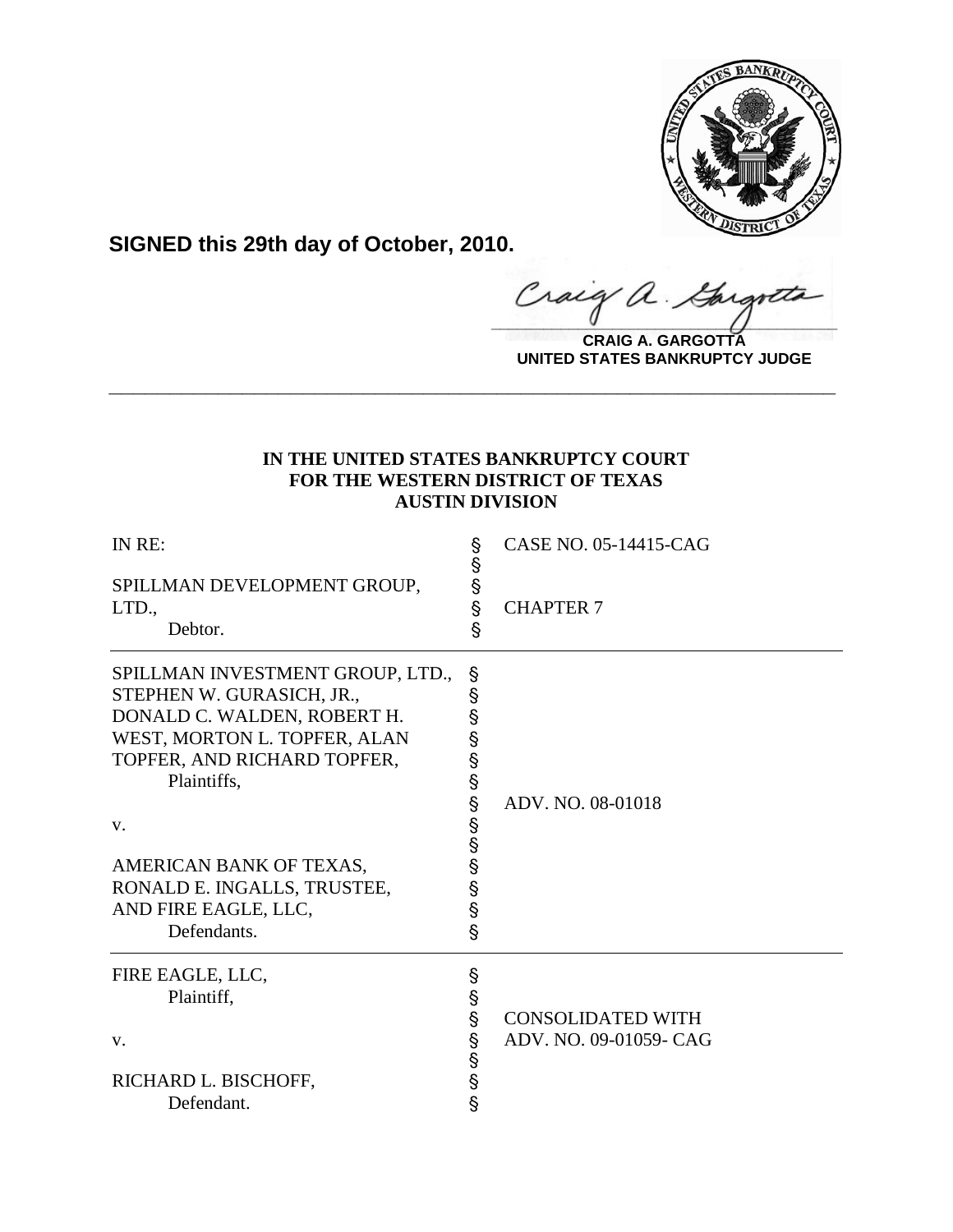**SIGNED this 29th day of October, 2010.**

**CRAIG A. GARGOTTA**
**UNITED STATES BANKRUPTCY JUDGE**

---

**IN THE UNITED STATES BANKRUPTCY COURT**
**FOR THE WESTERN DISTRICT OF TEXAS**
**AUSTIN DIVISION**

| | | |
|---|---|---|
| IN RE:<br><br>SPILLMAN DEVELOPMENT GROUP, LTD.,<br>Debtor. | §<br>§<br>§<br>§<br>§ | CASE NO. 05-14415-CAG<br><br><br>CHAPTER 7 |
| SPILLMAN INVESTMENT GROUP, LTD., STEPHEN W. GURASICH, JR., DONALD C. WALDEN, ROBERT H. WEST, MORTON L. TOPFER, ALAN TOPFER, AND RICHARD TOPFER,<br>Plaintiffs,<br><br>v.<br><br>AMERICAN BANK OF TEXAS, RONALD E. INGALLS, TRUSTEE, AND FIRE EAGLE, LLC,<br>Defendants. | §<br>§<br>§<br>§<br>§<br>§<br>§<br>§<br>§<br>§<br>§<br>§<br>§ | ADV. NO. 08-01018 |
| FIRE EAGLE, LLC,<br>Plaintiff,<br><br>v.<br><br>RICHARD L. BISCHOFF,<br>Defendant. | §<br>§<br>§<br>§<br>§<br>§<br>§ | CONSOLIDATED WITH<br>ADV. NO. 09-01059- CAG |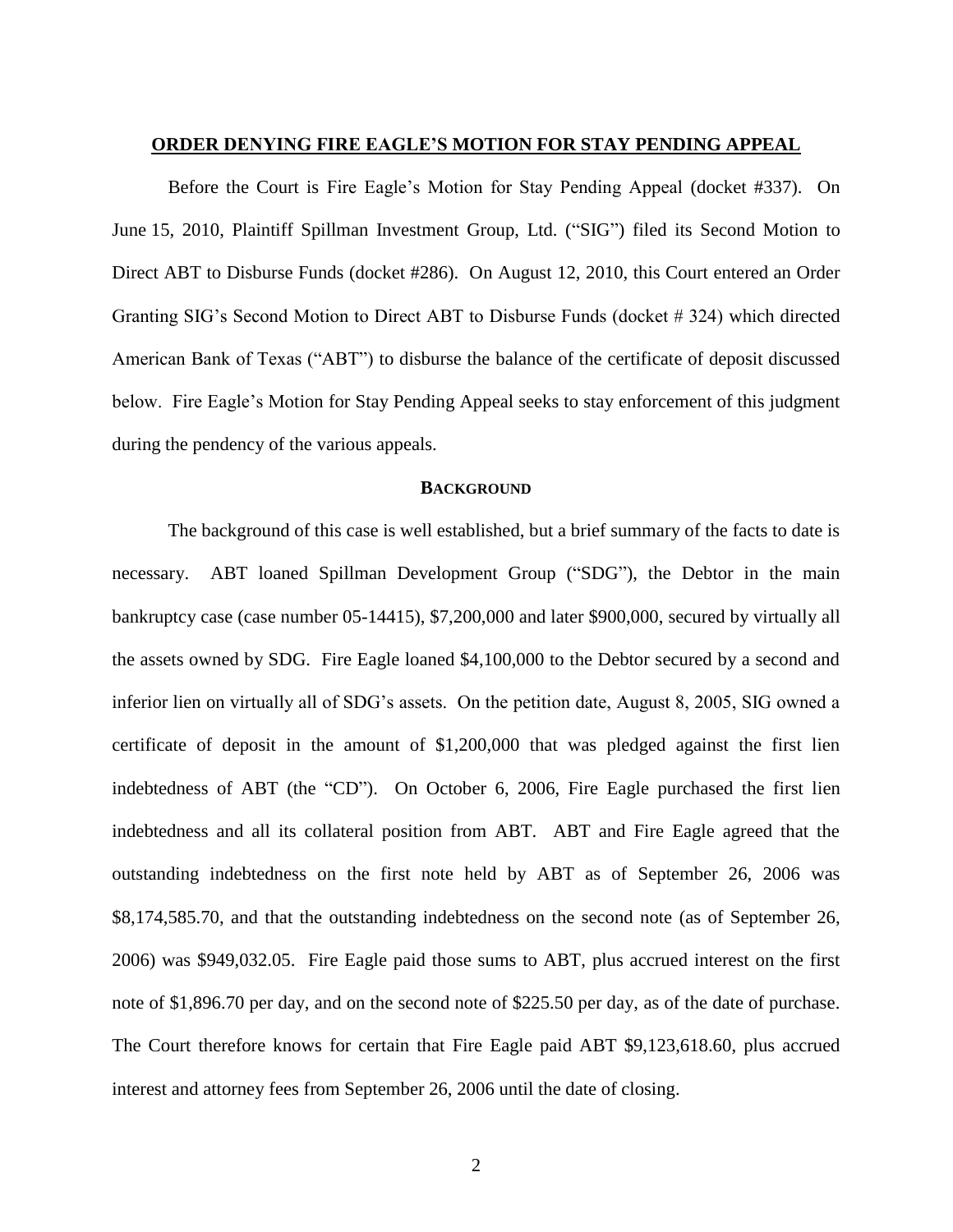**ORDER DENYING FIRE EAGLE'S MOTION FOR STAY PENDING APPEAL**

Before the Court is Fire Eagle's Motion for Stay Pending Appeal (docket #337). On June 15, 2010, Plaintiff Spillman Investment Group, Ltd. ("SIG") filed its Second Motion to Direct ABT to Disburse Funds (docket #286). On August 12, 2010, this Court entered an Order Granting SIG's Second Motion to Direct ABT to Disburse Funds (docket # 324) which directed American Bank of Texas ("ABT") to disburse the balance of the certificate of deposit discussed below. Fire Eagle's Motion for Stay Pending Appeal seeks to stay enforcement of this judgment during the pendency of the various appeals.

**BACKGROUND**

The background of this case is well established, but a brief summary of the facts to date is necessary. ABT loaned Spillman Development Group ("SDG"), the Debtor in the main bankruptcy case (case number 05-14415), $7,200,000 and later $900,000, secured by virtually all the assets owned by SDG. Fire Eagle loaned $4,100,000 to the Debtor secured by a second and inferior lien on virtually all of SDG's assets. On the petition date, August 8, 2005, SIG owned a certificate of deposit in the amount of $1,200,000 that was pledged against the first lien indebtedness of ABT (the "CD"). On October 6, 2006, Fire Eagle purchased the first lien indebtedness and all its collateral position from ABT. ABT and Fire Eagle agreed that the outstanding indebtedness on the first note held by ABT as of September 26, 2006 was $8,174,585.70, and that the outstanding indebtedness on the second note (as of September 26, 2006) was $949,032.05. Fire Eagle paid those sums to ABT, plus accrued interest on the first note of $1,896.70 per day, and on the second note of $225.50 per day, as of the date of purchase. The Court therefore knows for certain that Fire Eagle paid ABT $9,123,618.60, plus accrued interest and attorney fees from September 26, 2006 until the date of closing.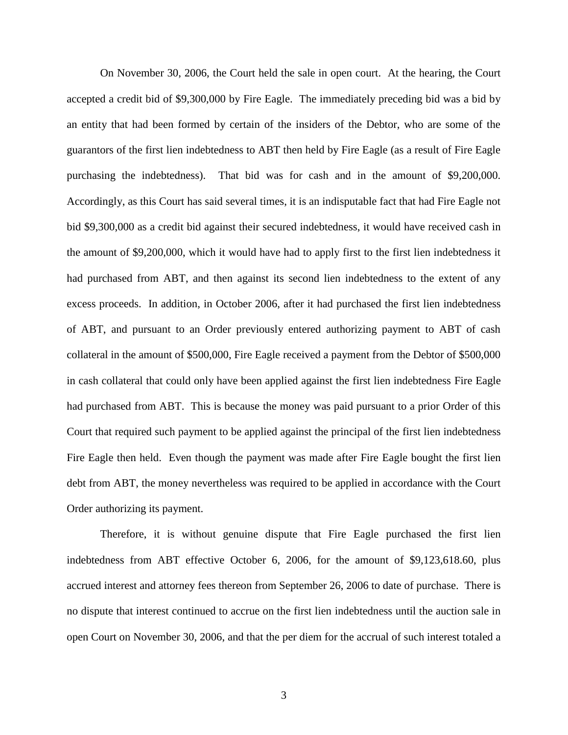On November 30, 2006, the Court held the sale in open court. At the hearing, the Court accepted a credit bid of $9,300,000 by Fire Eagle. The immediately preceding bid was a bid by an entity that had been formed by certain of the insiders of the Debtor, who are some of the guarantors of the first lien indebtedness to ABT then held by Fire Eagle (as a result of Fire Eagle purchasing the indebtedness). That bid was for cash and in the amount of $9,200,000. Accordingly, as this Court has said several times, it is an indisputable fact that had Fire Eagle not bid $9,300,000 as a credit bid against their secured indebtedness, it would have received cash in the amount of $9,200,000, which it would have had to apply first to the first lien indebtedness it had purchased from ABT, and then against its second lien indebtedness to the extent of any excess proceeds. In addition, in October 2006, after it had purchased the first lien indebtedness of ABT, and pursuant to an Order previously entered authorizing payment to ABT of cash collateral in the amount of $500,000, Fire Eagle received a payment from the Debtor of $500,000 in cash collateral that could only have been applied against the first lien indebtedness Fire Eagle had purchased from ABT. This is because the money was paid pursuant to a prior Order of this Court that required such payment to be applied against the principal of the first lien indebtedness Fire Eagle then held. Even though the payment was made after Fire Eagle bought the first lien debt from ABT, the money nevertheless was required to be applied in accordance with the Court Order authorizing its payment.

Therefore, it is without genuine dispute that Fire Eagle purchased the first lien indebtedness from ABT effective October 6, 2006, for the amount of $9,123,618.60, plus accrued interest and attorney fees thereon from September 26, 2006 to date of purchase. There is no dispute that interest continued to accrue on the first lien indebtedness until the auction sale in open Court on November 30, 2006, and that the per diem for the accrual of such interest totaled a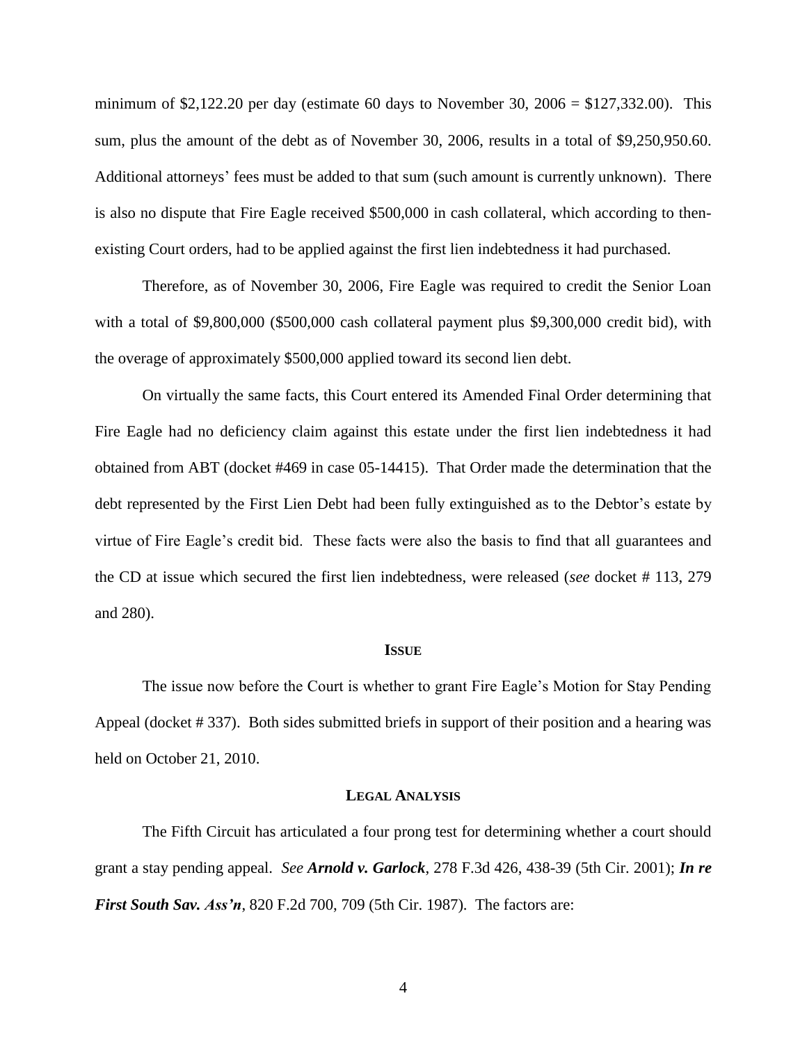minimum of $2,122.20 per day (estimate 60 days to November 30, 2006 = $127,332.00). This sum, plus the amount of the debt as of November 30, 2006, results in a total of $9,250,950.60. Additional attorneys' fees must be added to that sum (such amount is currently unknown). There is also no dispute that Fire Eagle received $500,000 in cash collateral, which according to then-existing Court orders, had to be applied against the first lien indebtedness it had purchased.

Therefore, as of November 30, 2006, Fire Eagle was required to credit the Senior Loan with a total of $9,800,000 ($500,000 cash collateral payment plus $9,300,000 credit bid), with the overage of approximately $500,000 applied toward its second lien debt.

On virtually the same facts, this Court entered its Amended Final Order determining that Fire Eagle had no deficiency claim against this estate under the first lien indebtedness it had obtained from ABT (docket #469 in case 05-14415). That Order made the determination that the debt represented by the First Lien Debt had been fully extinguished as to the Debtor's estate by virtue of Fire Eagle's credit bid. These facts were also the basis to find that all guarantees and the CD at issue which secured the first lien indebtedness, were released (*see* docket # 113, 279 and 280).

## ISSUE

The issue now before the Court is whether to grant Fire Eagle's Motion for Stay Pending Appeal (docket # 337). Both sides submitted briefs in support of their position and a hearing was held on October 21, 2010.

## LEGAL ANALYSIS

The Fifth Circuit has articulated a four prong test for determining whether a court should grant a stay pending appeal. *See* ***Arnold v. Garlock***, 278 F.3d 426, 438-39 (5th Cir. 2001); ***In re First South Sav. Ass'n***, 820 F.2d 700, 709 (5th Cir. 1987). The factors are: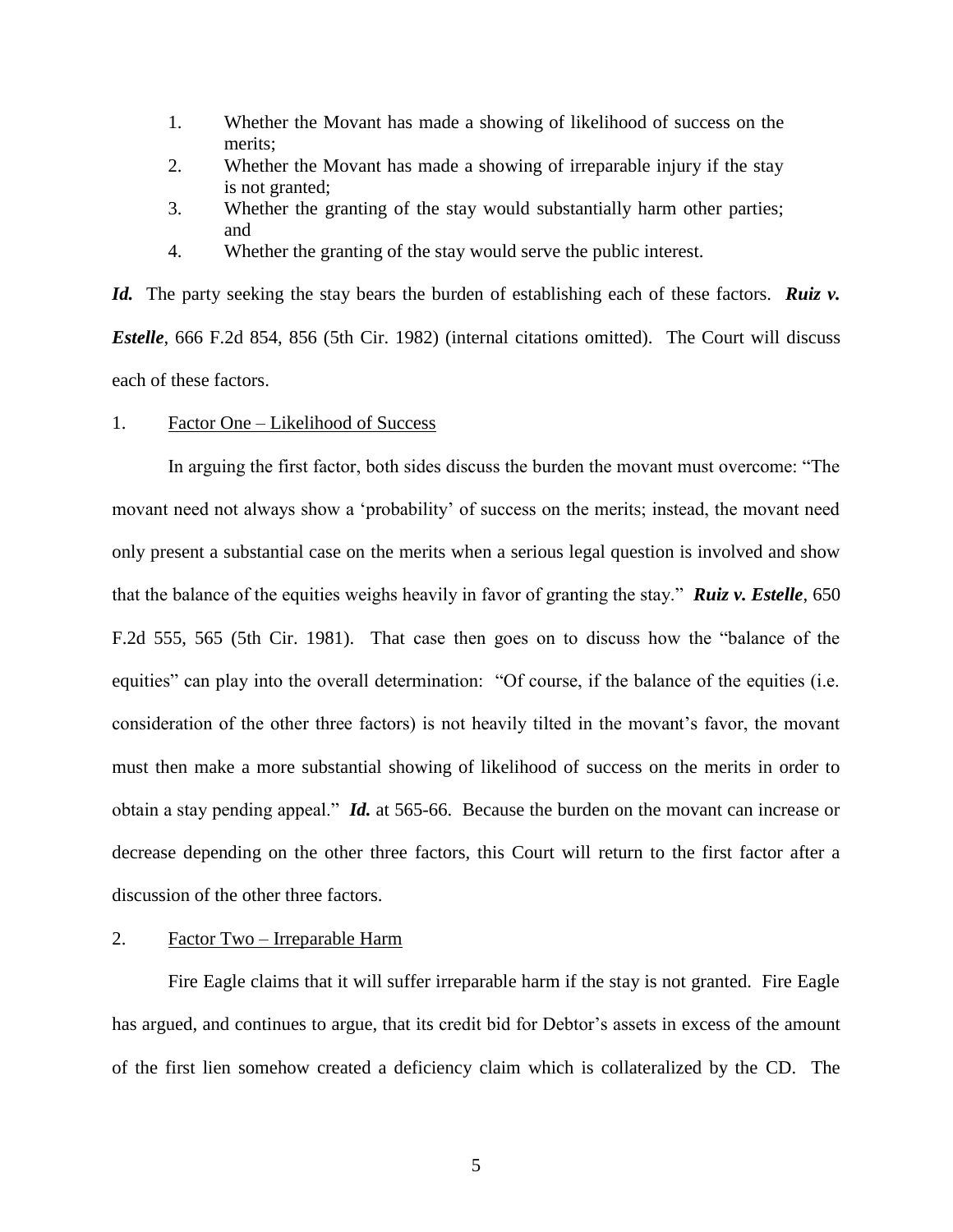1. Whether the Movant has made a showing of likelihood of success on the merits;
2. Whether the Movant has made a showing of irreparable injury if the stay is not granted;
3. Whether the granting of the stay would substantially harm other parties; and
4. Whether the granting of the stay would serve the public interest.

***Id.*** The party seeking the stay bears the burden of establishing each of these factors. ***Ruiz v. Estelle***, 666 F.2d 854, 856 (5th Cir. 1982) (internal citations omitted). The Court will discuss each of these factors.

1. <u>Factor One – Likelihood of Success</u>

In arguing the first factor, both sides discuss the burden the movant must overcome: "The movant need not always show a 'probability' of success on the merits; instead, the movant need only present a substantial case on the merits when a serious legal question is involved and show that the balance of the equities weighs heavily in favor of granting the stay." ***Ruiz v. Estelle***, 650 F.2d 555, 565 (5th Cir. 1981). That case then goes on to discuss how the "balance of the equities" can play into the overall determination: "Of course, if the balance of the equities (i.e. consideration of the other three factors) is not heavily tilted in the movant's favor, the movant must then make a more substantial showing of likelihood of success on the merits in order to obtain a stay pending appeal." ***Id.*** at 565-66. Because the burden on the movant can increase or decrease depending on the other three factors, this Court will return to the first factor after a discussion of the other three factors.

2. <u>Factor Two – Irreparable Harm</u>

Fire Eagle claims that it will suffer irreparable harm if the stay is not granted. Fire Eagle has argued, and continues to argue, that its credit bid for Debtor's assets in excess of the amount of the first lien somehow created a deficiency claim which is collateralized by the CD. The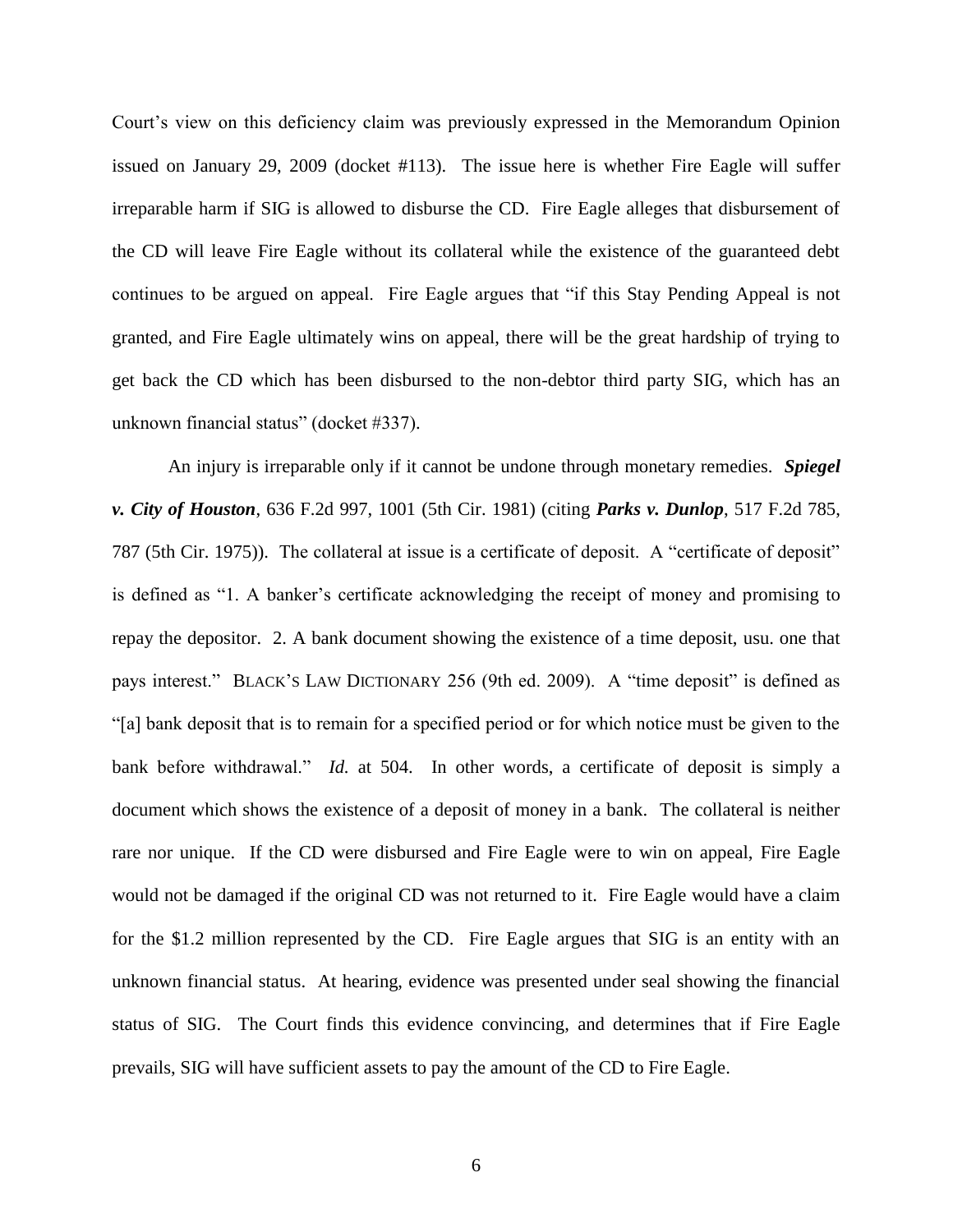Court's view on this deficiency claim was previously expressed in the Memorandum Opinion issued on January 29, 2009 (docket #113). The issue here is whether Fire Eagle will suffer irreparable harm if SIG is allowed to disburse the CD. Fire Eagle alleges that disbursement of the CD will leave Fire Eagle without its collateral while the existence of the guaranteed debt continues to be argued on appeal. Fire Eagle argues that "if this Stay Pending Appeal is not granted, and Fire Eagle ultimately wins on appeal, there will be the great hardship of trying to get back the CD which has been disbursed to the non-debtor third party SIG, which has an unknown financial status" (docket #337).

An injury is irreparable only if it cannot be undone through monetary remedies. ***Spiegel v. City of Houston***, 636 F.2d 997, 1001 (5th Cir. 1981) (citing ***Parks v. Dunlop***, 517 F.2d 785, 787 (5th Cir. 1975)). The collateral at issue is a certificate of deposit. A "certificate of deposit" is defined as "1. A banker's certificate acknowledging the receipt of money and promising to repay the depositor. 2. A bank document showing the existence of a time deposit, usu. one that pays interest." BLACK'S LAW DICTIONARY 256 (9th ed. 2009). A "time deposit" is defined as "[a] bank deposit that is to remain for a specified period or for which notice must be given to the bank before withdrawal." *Id.* at 504. In other words, a certificate of deposit is simply a document which shows the existence of a deposit of money in a bank. The collateral is neither rare nor unique. If the CD were disbursed and Fire Eagle were to win on appeal, Fire Eagle would not be damaged if the original CD was not returned to it. Fire Eagle would have a claim for the $1.2 million represented by the CD. Fire Eagle argues that SIG is an entity with an unknown financial status. At hearing, evidence was presented under seal showing the financial status of SIG. The Court finds this evidence convincing, and determines that if Fire Eagle prevails, SIG will have sufficient assets to pay the amount of the CD to Fire Eagle.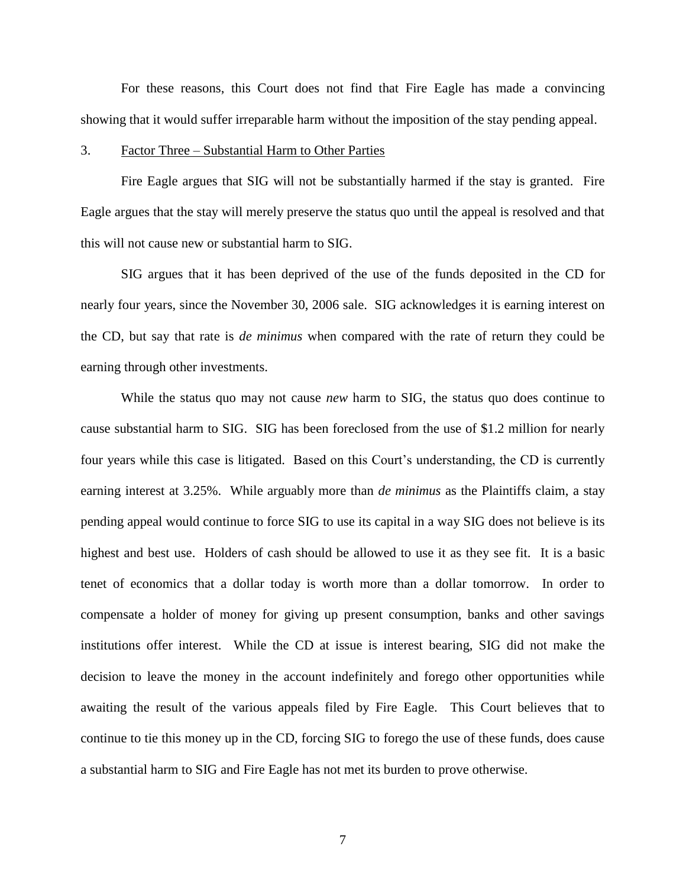For these reasons, this Court does not find that Fire Eagle has made a convincing showing that it would suffer irreparable harm without the imposition of the stay pending appeal.

3. <u>Factor Three – Substantial Harm to Other Parties</u>

Fire Eagle argues that SIG will not be substantially harmed if the stay is granted. Fire Eagle argues that the stay will merely preserve the status quo until the appeal is resolved and that this will not cause new or substantial harm to SIG.

SIG argues that it has been deprived of the use of the funds deposited in the CD for nearly four years, since the November 30, 2006 sale. SIG acknowledges it is earning interest on the CD, but say that rate is *de minimus* when compared with the rate of return they could be earning through other investments.

While the status quo may not cause *new* harm to SIG, the status quo does continue to cause substantial harm to SIG. SIG has been foreclosed from the use of $1.2 million for nearly four years while this case is litigated. Based on this Court's understanding, the CD is currently earning interest at 3.25%. While arguably more than *de minimus* as the Plaintiffs claim, a stay pending appeal would continue to force SIG to use its capital in a way SIG does not believe is its highest and best use. Holders of cash should be allowed to use it as they see fit. It is a basic tenet of economics that a dollar today is worth more than a dollar tomorrow. In order to compensate a holder of money for giving up present consumption, banks and other savings institutions offer interest. While the CD at issue is interest bearing, SIG did not make the decision to leave the money in the account indefinitely and forego other opportunities while awaiting the result of the various appeals filed by Fire Eagle. This Court believes that to continue to tie this money up in the CD, forcing SIG to forego the use of these funds, does cause a substantial harm to SIG and Fire Eagle has not met its burden to prove otherwise.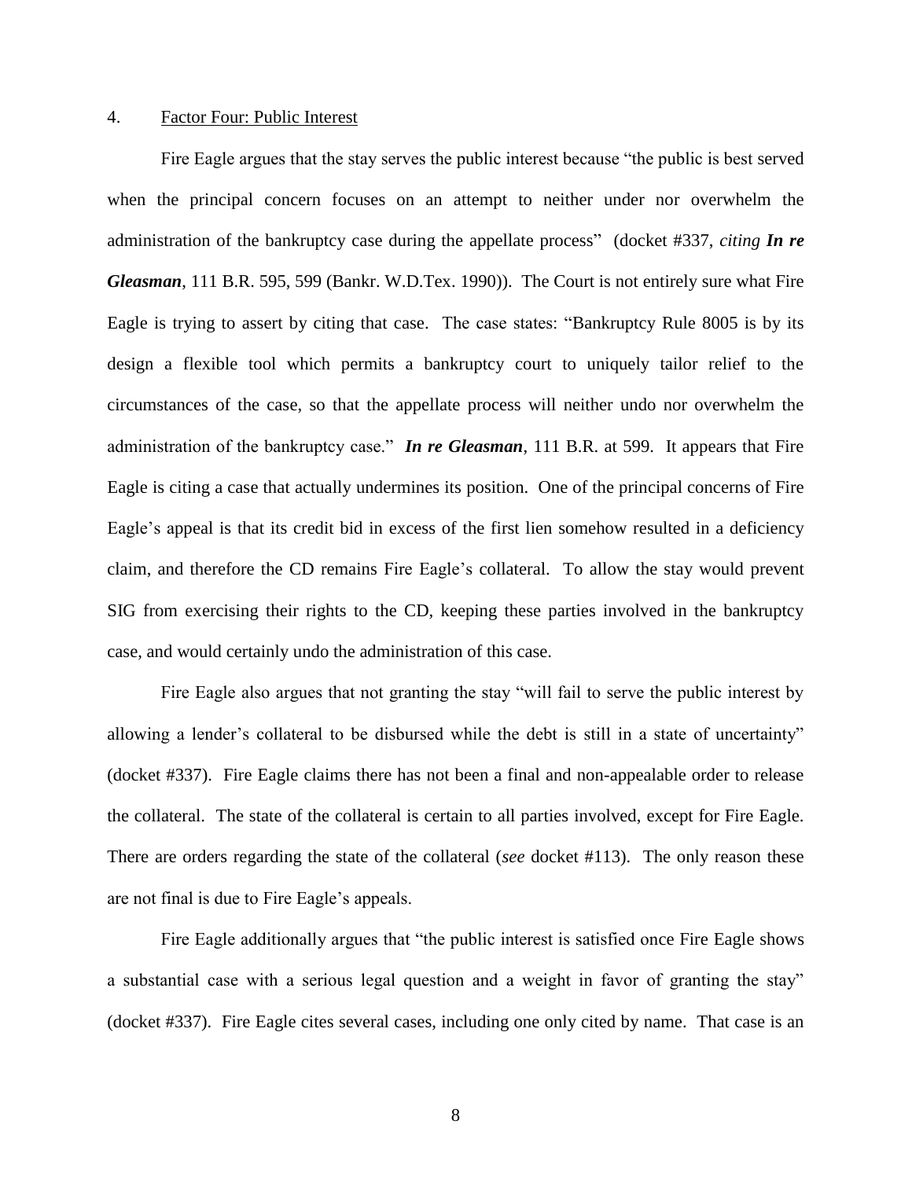4. Factor Four: Public Interest

Fire Eagle argues that the stay serves the public interest because "the public is best served when the principal concern focuses on an attempt to neither under nor overwhelm the administration of the bankruptcy case during the appellate process" (docket #337, *citing* ***In re Gleasman***, 111 B.R. 595, 599 (Bankr. W.D.Tex. 1990)). The Court is not entirely sure what Fire Eagle is trying to assert by citing that case. The case states: "Bankruptcy Rule 8005 is by its design a flexible tool which permits a bankruptcy court to uniquely tailor relief to the circumstances of the case, so that the appellate process will neither undo nor overwhelm the administration of the bankruptcy case." ***In re Gleasman***, 111 B.R. at 599. It appears that Fire Eagle is citing a case that actually undermines its position. One of the principal concerns of Fire Eagle's appeal is that its credit bid in excess of the first lien somehow resulted in a deficiency claim, and therefore the CD remains Fire Eagle's collateral. To allow the stay would prevent SIG from exercising their rights to the CD, keeping these parties involved in the bankruptcy case, and would certainly undo the administration of this case.

Fire Eagle also argues that not granting the stay "will fail to serve the public interest by allowing a lender's collateral to be disbursed while the debt is still in a state of uncertainty" (docket #337). Fire Eagle claims there has not been a final and non-appealable order to release the collateral. The state of the collateral is certain to all parties involved, except for Fire Eagle. There are orders regarding the state of the collateral (*see* docket #113). The only reason these are not final is due to Fire Eagle's appeals.

Fire Eagle additionally argues that "the public interest is satisfied once Fire Eagle shows a substantial case with a serious legal question and a weight in favor of granting the stay" (docket #337). Fire Eagle cites several cases, including one only cited by name. That case is an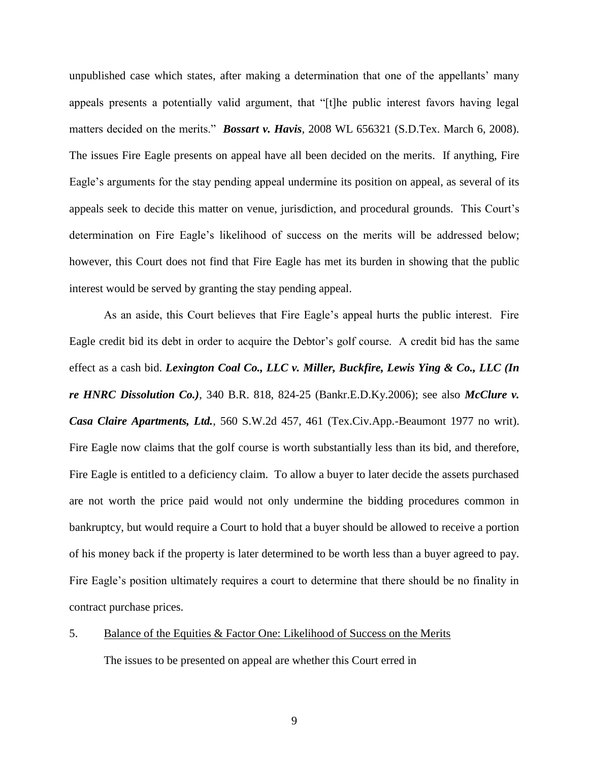unpublished case which states, after making a determination that one of the appellants' many appeals presents a potentially valid argument, that "[t]he public interest favors having legal matters decided on the merits." ***Bossart v. Havis***, 2008 WL 656321 (S.D.Tex. March 6, 2008). The issues Fire Eagle presents on appeal have all been decided on the merits. If anything, Fire Eagle's arguments for the stay pending appeal undermine its position on appeal, as several of its appeals seek to decide this matter on venue, jurisdiction, and procedural grounds. This Court's determination on Fire Eagle's likelihood of success on the merits will be addressed below; however, this Court does not find that Fire Eagle has met its burden in showing that the public interest would be served by granting the stay pending appeal.

As an aside, this Court believes that Fire Eagle's appeal hurts the public interest. Fire Eagle credit bid its debt in order to acquire the Debtor's golf course. A credit bid has the same effect as a cash bid. ***Lexington Coal Co., LLC v. Miller, Buckfire, Lewis Ying & Co., LLC (In re HNRC Dissolution Co.)***, 340 B.R. 818, 824-25 (Bankr.E.D.Ky.2006); see also ***McClure v. Casa Claire Apartments, Ltd.***, 560 S.W.2d 457, 461 (Tex.Civ.App.-Beaumont 1977 no writ). Fire Eagle now claims that the golf course is worth substantially less than its bid, and therefore, Fire Eagle is entitled to a deficiency claim. To allow a buyer to later decide the assets purchased are not worth the price paid would not only undermine the bidding procedures common in bankruptcy, but would require a Court to hold that a buyer should be allowed to receive a portion of his money back if the property is later determined to be worth less than a buyer agreed to pay. Fire Eagle's position ultimately requires a court to determine that there should be no finality in contract purchase prices.

5. Balance of the Equities & Factor One: Likelihood of Success on the Merits

The issues to be presented on appeal are whether this Court erred in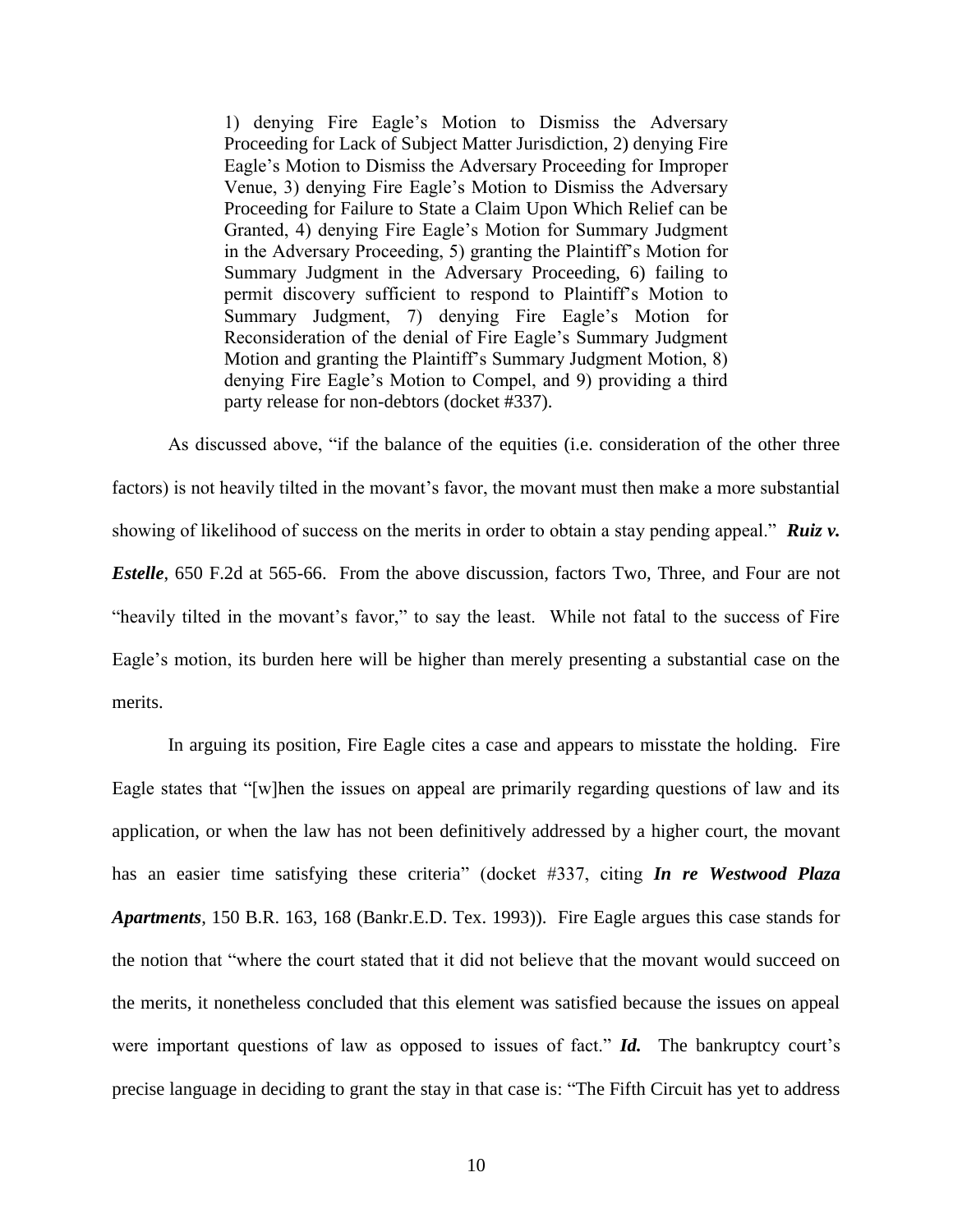> 1) denying Fire Eagle's Motion to Dismiss the Adversary Proceeding for Lack of Subject Matter Jurisdiction, 2) denying Fire Eagle's Motion to Dismiss the Adversary Proceeding for Improper Venue, 3) denying Fire Eagle's Motion to Dismiss the Adversary Proceeding for Failure to State a Claim Upon Which Relief can be Granted, 4) denying Fire Eagle's Motion for Summary Judgment in the Adversary Proceeding, 5) granting the Plaintiff's Motion for Summary Judgment in the Adversary Proceeding, 6) failing to permit discovery sufficient to respond to Plaintiff's Motion to Summary Judgment, 7) denying Fire Eagle's Motion for Reconsideration of the denial of Fire Eagle's Summary Judgment Motion and granting the Plaintiff's Summary Judgment Motion, 8) denying Fire Eagle's Motion to Compel, and 9) providing a third party release for non-debtors (docket #337).

As discussed above, "if the balance of the equities (i.e. consideration of the other three factors) is not heavily tilted in the movant's favor, the movant must then make a more substantial showing of likelihood of success on the merits in order to obtain a stay pending appeal." ***Ruiz v. Estelle***, 650 F.2d at 565-66. From the above discussion, factors Two, Three, and Four are not "heavily tilted in the movant's favor," to say the least. While not fatal to the success of Fire Eagle's motion, its burden here will be higher than merely presenting a substantial case on the merits.

In arguing its position, Fire Eagle cites a case and appears to misstate the holding. Fire Eagle states that "[w]hen the issues on appeal are primarily regarding questions of law and its application, or when the law has not been definitively addressed by a higher court, the movant has an easier time satisfying these criteria" (docket #337, citing ***In re Westwood Plaza Apartments***, 150 B.R. 163, 168 (Bankr.E.D. Tex. 1993)). Fire Eagle argues this case stands for the notion that "where the court stated that it did not believe that the movant would succeed on the merits, it nonetheless concluded that this element was satisfied because the issues on appeal were important questions of law as opposed to issues of fact." ***Id.*** The bankruptcy court's precise language in deciding to grant the stay in that case is: "The Fifth Circuit has yet to address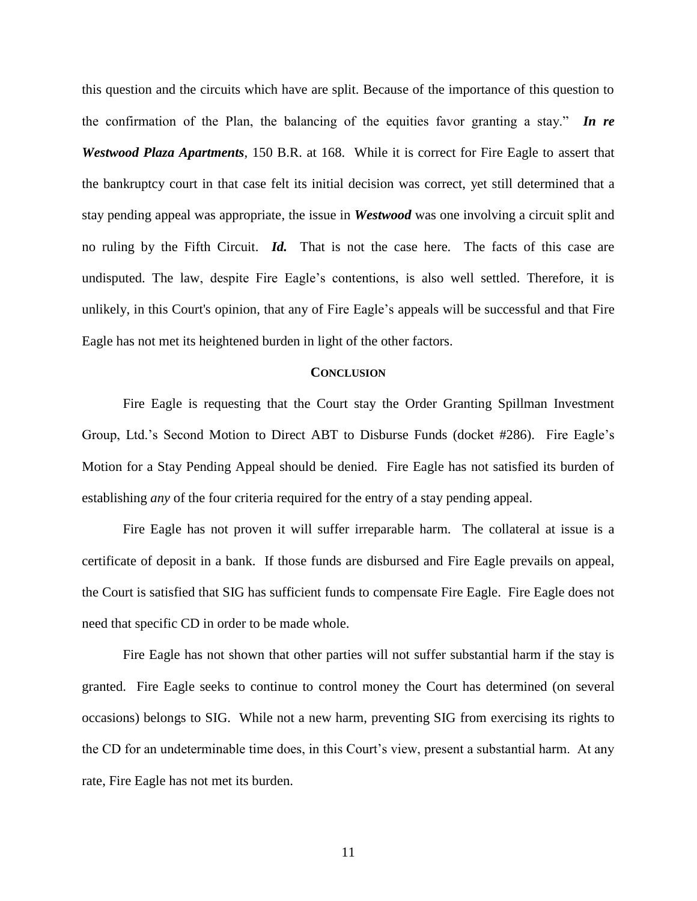this question and the circuits which have are split. Because of the importance of this question to the confirmation of the Plan, the balancing of the equities favor granting a stay." ***In re Westwood Plaza Apartments***, 150 B.R. at 168. While it is correct for Fire Eagle to assert that the bankruptcy court in that case felt its initial decision was correct, yet still determined that a stay pending appeal was appropriate, the issue in ***Westwood*** was one involving a circuit split and no ruling by the Fifth Circuit. ***Id.*** That is not the case here. The facts of this case are undisputed. The law, despite Fire Eagle's contentions, is also well settled. Therefore, it is unlikely, in this Court's opinion, that any of Fire Eagle's appeals will be successful and that Fire Eagle has not met its heightened burden in light of the other factors.

## CONCLUSION

Fire Eagle is requesting that the Court stay the Order Granting Spillman Investment Group, Ltd.'s Second Motion to Direct ABT to Disburse Funds (docket #286). Fire Eagle's Motion for a Stay Pending Appeal should be denied. Fire Eagle has not satisfied its burden of establishing *any* of the four criteria required for the entry of a stay pending appeal.

Fire Eagle has not proven it will suffer irreparable harm. The collateral at issue is a certificate of deposit in a bank. If those funds are disbursed and Fire Eagle prevails on appeal, the Court is satisfied that SIG has sufficient funds to compensate Fire Eagle. Fire Eagle does not need that specific CD in order to be made whole.

Fire Eagle has not shown that other parties will not suffer substantial harm if the stay is granted. Fire Eagle seeks to continue to control money the Court has determined (on several occasions) belongs to SIG. While not a new harm, preventing SIG from exercising its rights to the CD for an undeterminable time does, in this Court's view, present a substantial harm. At any rate, Fire Eagle has not met its burden.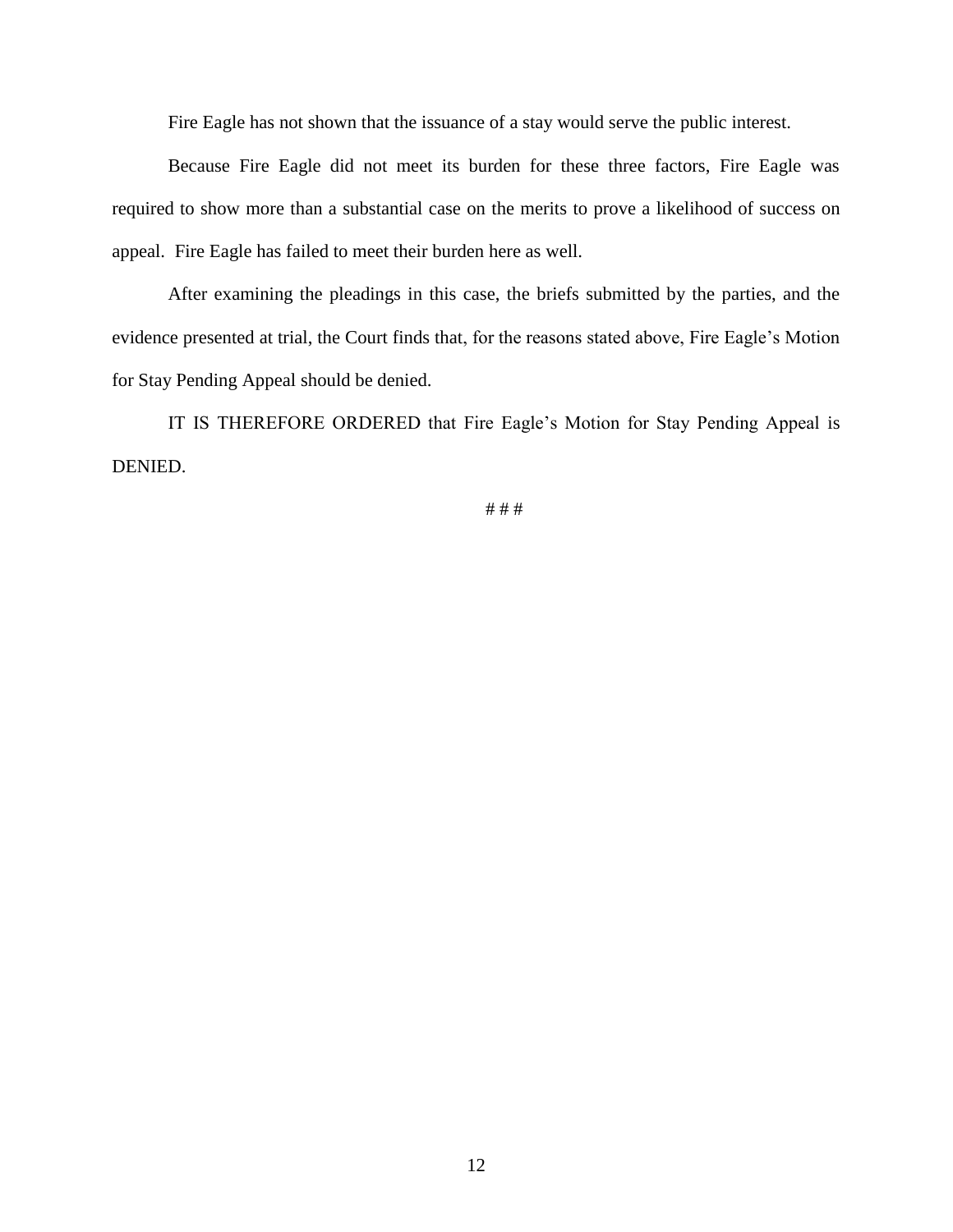Fire Eagle has not shown that the issuance of a stay would serve the public interest.

Because Fire Eagle did not meet its burden for these three factors, Fire Eagle was required to show more than a substantial case on the merits to prove a likelihood of success on appeal. Fire Eagle has failed to meet their burden here as well.

After examining the pleadings in this case, the briefs submitted by the parties, and the evidence presented at trial, the Court finds that, for the reasons stated above, Fire Eagle's Motion for Stay Pending Appeal should be denied.

IT IS THEREFORE ORDERED that Fire Eagle's Motion for Stay Pending Appeal is DENIED.

# # #